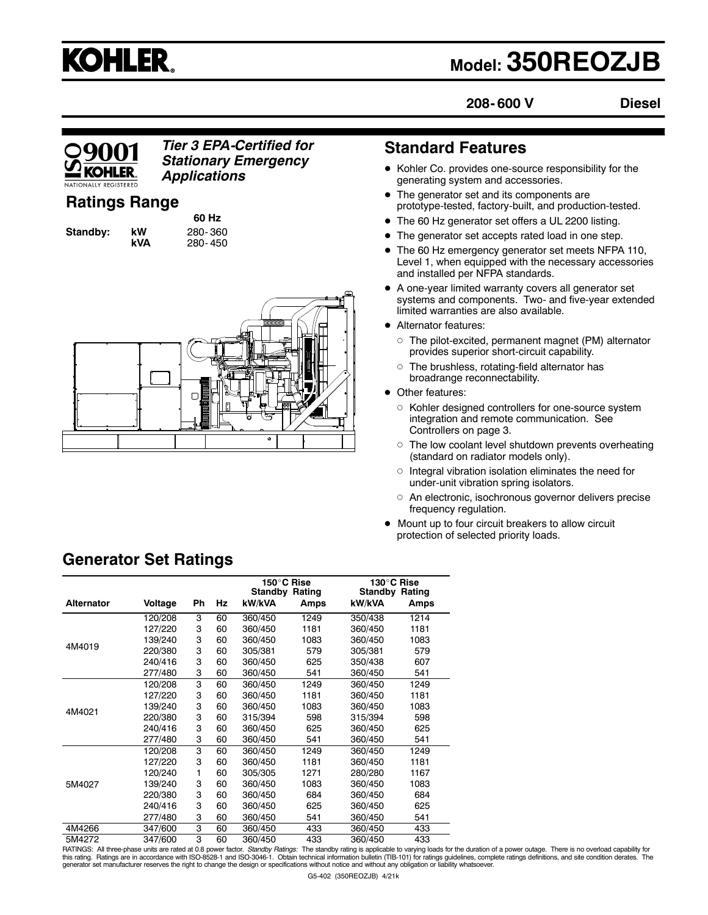# KOHLER

# Model: 350REOZJB

**208-600 V** **Diesel**

***Tier 3 EPA-Certified for Stationary Emergency Applications***

ISO 9001 KOHLER NATIONALLY REGISTERED

## Ratings Range

| | | 60 Hz |
|---|---|---|
| **Standby:** | **kW** | 280-360 |
| | **kVA** | 280-450 |

## Standard Features

- Kohler Co. provides one-source responsibility for the generating system and accessories.
- The generator set and its components are prototype-tested, factory-built, and production-tested.
- The 60 Hz generator set offers a UL 2200 listing.
- The generator set accepts rated load in one step.
- The 60 Hz emergency generator set meets NFPA 110, Level 1, when equipped with the necessary accessories and installed per NFPA standards.
- A one-year limited warranty covers all generator set systems and components. Two- and five-year extended limited warranties are also available.
- Alternator features:
  - The pilot-excited, permanent magnet (PM) alternator provides superior short-circuit capability.
  - The brushless, rotating-field alternator has broadrange reconnectability.
- Other features:
  - Kohler designed controllers for one-source system integration and remote communication. See Controllers on page 3.
  - The low coolant level shutdown prevents overheating (standard on radiator models only).
  - Integral vibration isolation eliminates the need for under-unit vibration spring isolators.
  - An electronic, isochronous governor delivers precise frequency regulation.
- Mount up to four circuit breakers to allow circuit protection of selected priority loads.

## Generator Set Ratings

| | | | | 150°C Rise Standby Rating | | 130°C Rise Standby Rating | |
|---|---|---|---|---|---|---|---|
| **Alternator** | **Voltage** | **Ph** | **Hz** | **kW/kVA** | **Amps** | **kW/kVA** | **Amps** |
| 4M4019 | 120/208 | 3 | 60 | 360/450 | 1249 | 350/438 | 1214 |
| | 127/220 | 3 | 60 | 360/450 | 1181 | 360/450 | 1181 |
| | 139/240 | 3 | 60 | 360/450 | 1083 | 360/450 | 1083 |
| | 220/380 | 3 | 60 | 305/381 | 579 | 305/381 | 579 |
| | 240/416 | 3 | 60 | 360/450 | 625 | 350/438 | 607 |
| | 277/480 | 3 | 60 | 360/450 | 541 | 360/450 | 541 |
| 4M4021 | 120/208 | 3 | 60 | 360/450 | 1249 | 360/450 | 1249 |
| | 127/220 | 3 | 60 | 360/450 | 1181 | 360/450 | 1181 |
| | 139/240 | 3 | 60 | 360/450 | 1083 | 360/450 | 1083 |
| | 220/380 | 3 | 60 | 315/394 | 598 | 315/394 | 598 |
| | 240/416 | 3 | 60 | 360/450 | 625 | 360/450 | 625 |
| | 277/480 | 3 | 60 | 360/450 | 541 | 360/450 | 541 |
| 5M4027 | 120/208 | 3 | 60 | 360/450 | 1249 | 360/450 | 1249 |
| | 127/220 | 3 | 60 | 360/450 | 1181 | 360/450 | 1181 |
| | 120/240 | 1 | 60 | 305/305 | 1271 | 280/280 | 1167 |
| | 139/240 | 3 | 60 | 360/450 | 1083 | 360/450 | 1083 |
| | 220/380 | 3 | 60 | 360/450 | 684 | 360/450 | 684 |
| | 240/416 | 3 | 60 | 360/450 | 625 | 360/450 | 625 |
| | 277/480 | 3 | 60 | 360/450 | 541 | 360/450 | 541 |
| 4M4266 | 347/600 | 3 | 60 | 360/450 | 433 | 360/450 | 433 |
| 5M4272 | 347/600 | 3 | 60 | 360/450 | 433 | 360/450 | 433 |

RATINGS: All three-phase units are rated at 0.8 power factor. *Standby Ratings:* The standby rating is applicable to varying loads for the duration of a power outage. There is no overload capability for this rating. Ratings are in accordance with ISO-8528-1 and ISO-3046-1. Obtain technical information bulletin (TIB-101) for ratings guidelines, complete ratings definitions, and site condition derates. The generator set manufacturer reserves the right to change the design or specifications without notice and without any obligation or liability whatsoever.

G5-402 (350REOZJB) 4/21k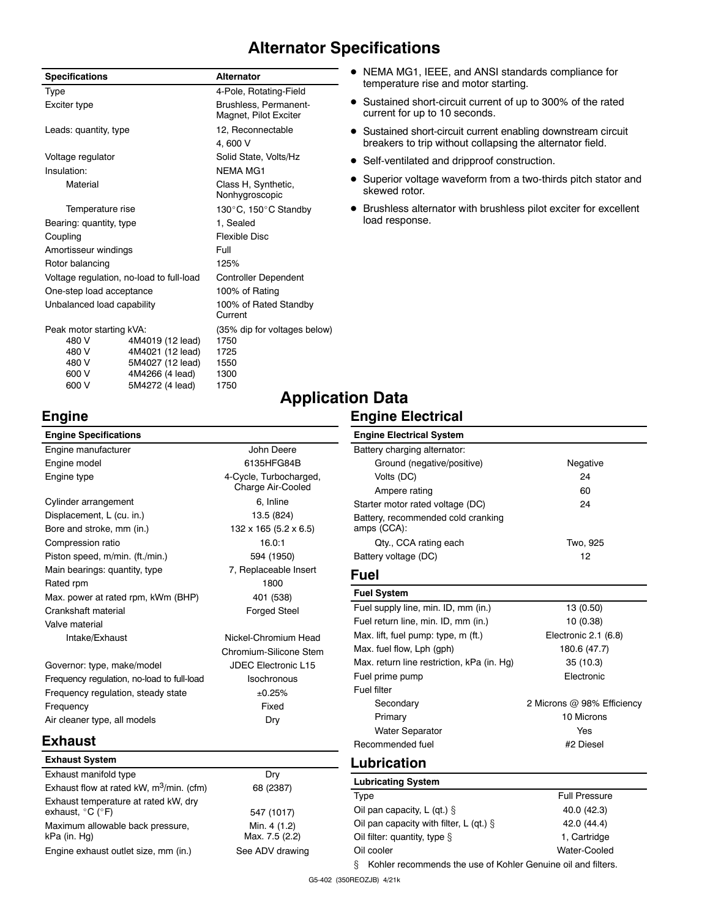# Alternator Specifications

| Specifications | | Alternator |
|---|---|---|
| Type | | 4-Pole, Rotating-Field |
| Exciter type | | Brushless, Permanent-Magnet, Pilot Exciter |
| Leads: quantity, type | | 12, Reconnectable |
| | | 4, 600 V |
| Voltage regulator | | Solid State, Volts/Hz |
| Insulation: | | NEMA MG1 |
| Material | | Class H, Synthetic, Nonhygroscopic |
| Temperature rise | | 130°C, 150°C Standby |
| Bearing: quantity, type | | 1, Sealed |
| Coupling | | Flexible Disc |
| Amortisseur windings | | Full |
| Rotor balancing | | 125% |
| Voltage regulation, no-load to full-load | | Controller Dependent |
| One-step load acceptance | | 100% of Rating |
| Unbalanced load capability | | 100% of Rated Standby Current |
| Peak motor starting kVA: | | (35% dip for voltages below) |
| 480 V | 4M4019 (12 lead) | 1750 |
| 480 V | 4M4021 (12 lead) | 1725 |
| 480 V | 5M4027 (12 lead) | 1550 |
| 600 V | 4M4266 (4 lead) | 1300 |
| 600 V | 5M4272 (4 lead) | 1750 |

- NEMA MG1, IEEE, and ANSI standards compliance for temperature rise and motor starting.
- Sustained short-circuit current of up to 300% of the rated current for up to 10 seconds.
- Sustained short-circuit current enabling downstream circuit breakers to trip without collapsing the alternator field.
- Self-ventilated and dripproof construction.
- Superior voltage waveform from a two-thirds pitch stator and skewed rotor.
- Brushless alternator with brushless pilot exciter for excellent load response.

# Application Data

## Engine

| Engine Specifications | |
|---|---|
| Engine manufacturer | John Deere |
| Engine model | 6135HFG84B |
| Engine type | 4-Cycle, Turbocharged, Charge Air-Cooled |
| Cylinder arrangement | 6, Inline |
| Displacement, L (cu. in.) | 13.5 (824) |
| Bore and stroke, mm (in.) | 132 x 165 (5.2 x 6.5) |
| Compression ratio | 16.0:1 |
| Piston speed, m/min. (ft./min.) | 594 (1950) |
| Main bearings: quantity, type | 7, Replaceable Insert |
| Rated rpm | 1800 |
| Max. power at rated rpm, kWm (BHP) | 401 (538) |
| Crankshaft material | Forged Steel |
| Valve material | |
| Intake/Exhaust | Nickel-Chromium Head |
| | Chromium-Silicone Stem |
| Governor: type, make/model | JDEC Electronic L15 |
| Frequency regulation, no-load to full-load | Isochronous |
| Frequency regulation, steady state | ±0.25% |
| Frequency | Fixed |
| Air cleaner type, all models | Dry |

## Exhaust

| Exhaust System | |
|---|---|
| Exhaust manifold type | Dry |
| Exhaust flow at rated kW, $m^3$/min. (cfm) | 68 (2387) |
| Exhaust temperature at rated kW, dry exhaust, °C (°F) | 547 (1017) |
| Maximum allowable back pressure, kPa (in. Hg) | Min. 4 (1.2) Max. 7.5 (2.2) |
| Engine exhaust outlet size, mm (in.) | See ADV drawing |

## Engine Electrical

| Engine Electrical System | |
|---|---|
| Battery charging alternator: | |
| Ground (negative/positive) | Negative |
| Volts (DC) | 24 |
| Ampere rating | 60 |
| Starter motor rated voltage (DC) | 24 |
| Battery, recommended cold cranking amps (CCA): | |
| Qty., CCA rating each | Two, 925 |
| Battery voltage (DC) | 12 |

## Fuel

| Fuel System | |
|---|---|
| Fuel supply line, min. ID, mm (in.) | 13 (0.50) |
| Fuel return line, min. ID, mm (in.) | 10 (0.38) |
| Max. lift, fuel pump: type, m (ft.) | Electronic 2.1 (6.8) |
| Max. fuel flow, Lph (gph) | 180.6 (47.7) |
| Max. return line restriction, kPa (in. Hg) | 35 (10.3) |
| Fuel prime pump | Electronic |
| Fuel filter | |
| Secondary | 2 Microns @ 98% Efficiency |
| Primary | 10 Microns |
| Water Separator | Yes |
| Recommended fuel | #2 Diesel |

## Lubrication

| Lubricating System | |
|---|---|
| Type | Full Pressure |
| Oil pan capacity, L (qt.) § | 40.0 (42.3) |
| Oil pan capacity with filter, L (qt.) § | 42.0 (44.4) |
| Oil filter: quantity, type § | 1, Cartridge |
| Oil cooler | Water-Cooled |

§ Kohler recommends the use of Kohler Genuine oil and filters.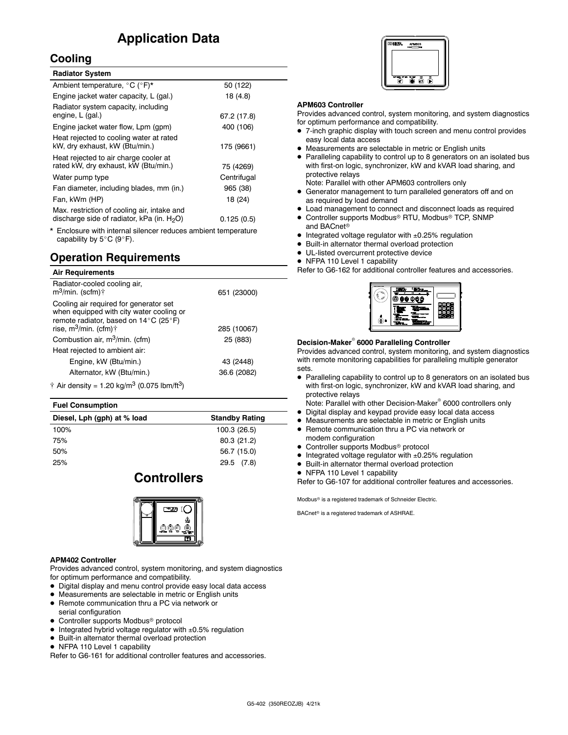# Application Data

## Cooling

| Radiator System | |
|---|---|
| Ambient temperature, °C (°F)* | 50 (122) |
| Engine jacket water capacity, L (gal.) | 18 (4.8) |
| Radiator system capacity, including engine, L (gal.) | 67.2 (17.8) |
| Engine jacket water flow, Lpm (gpm) | 400 (106) |
| Heat rejected to cooling water at rated kW, dry exhaust, kW (Btu/min.) | 175 (9661) |
| Heat rejected to air charge cooler at rated kW, dry exhaust, kW (Btu/min.) | 75 (4269) |
| Water pump type | Centrifugal |
| Fan diameter, including blades, mm (in.) | 965 (38) |
| Fan, kWm (HP) | 18 (24) |
| Max. restriction of cooling air, intake and discharge side of radiator, kPa (in. $H_2O$) | 0.125 (0.5) |

* Enclosure with internal silencer reduces ambient temperature capability by 5°C (9°F).

## Operation Requirements

| Air Requirements | |
|---|---|
| Radiator-cooled cooling air, $m^3$/min. (scfm)† | 651 (23000) |
| Cooling air required for generator set when equipped with city water cooling or remote radiator, based on 14°C (25°F) rise, $m^3$/min. (cfm)† | 285 (10067) |
| Combustion air, $m^3$/min. (cfm) | 25 (883) |
| Heat rejected to ambient air: | |
| Engine, kW (Btu/min.) | 43 (2448) |
| Alternator, kW (Btu/min.) | 36.6 (2082) |

† Air density = 1.20 kg/$m^3$ (0.075 lbm/$ft^3$)

| Fuel Consumption | |
|---|---|
| Diesel, Lph (gph) at % load | Standby Rating |
| 100% | 100.3 (26.5) |
| 75% | 80.3 (21.2) |
| 50% | 56.7 (15.0) |
| 25% | 29.5 (7.8) |

# Controllers

**APM402 Controller**

Provides advanced control, system monitoring, and system diagnostics for optimum performance and compatibility.

- Digital display and menu control provide easy local data access
- Measurements are selectable in metric or English units
- Remote communication thru a PC via network or serial configuration
- Controller supports Modbus® protocol
- Integrated hybrid voltage regulator with ±0.5% regulation
- Built-in alternator thermal overload protection
- NFPA 110 Level 1 capability

Refer to G6-161 for additional controller features and accessories.

**APM603 Controller**

Provides advanced control, system monitoring, and system diagnostics for optimum performance and compatibility.

- 7-inch graphic display with touch screen and menu control provides easy local data access
- Measurements are selectable in metric or English units
- Paralleling capability to control up to 8 generators on an isolated bus with first-on logic, synchronizer, kW and kVAR load sharing, and protective relays
  Note: Parallel with other APM603 controllers only
- Generator management to turn paralleled generators off and on as required by load demand
- Load management to connect and disconnect loads as required
- Controller supports Modbus® RTU, Modbus® TCP, SNMP and BACnet®
- Integrated voltage regulator with ±0.25% regulation
- Built-in alternator thermal overload protection
- UL-listed overcurrent protective device
- NFPA 110 Level 1 capability

Refer to G6-162 for additional controller features and accessories.

**Decision-Maker® 6000 Paralleling Controller**

Provides advanced control, system monitoring, and system diagnostics with remote monitoring capabilities for paralleling multiple generator sets.

- Paralleling capability to control up to 8 generators on an isolated bus with first-on logic, synchronizer, kW and kVAR load sharing, and protective relays
  Note: Parallel with other Decision-Maker® 6000 controllers only
- Digital display and keypad provide easy local data access
- Measurements are selectable in metric or English units
- Remote communication thru a PC via network or modem configuration
- Controller supports Modbus® protocol
- Integrated voltage regulator with ±0.25% regulation
- Built-in alternator thermal overload protection
- NFPA 110 Level 1 capability

Refer to G6-107 for additional controller features and accessories.

Modbus® is a registered trademark of Schneider Electric.

BACnet® is a registered trademark of ASHRAE.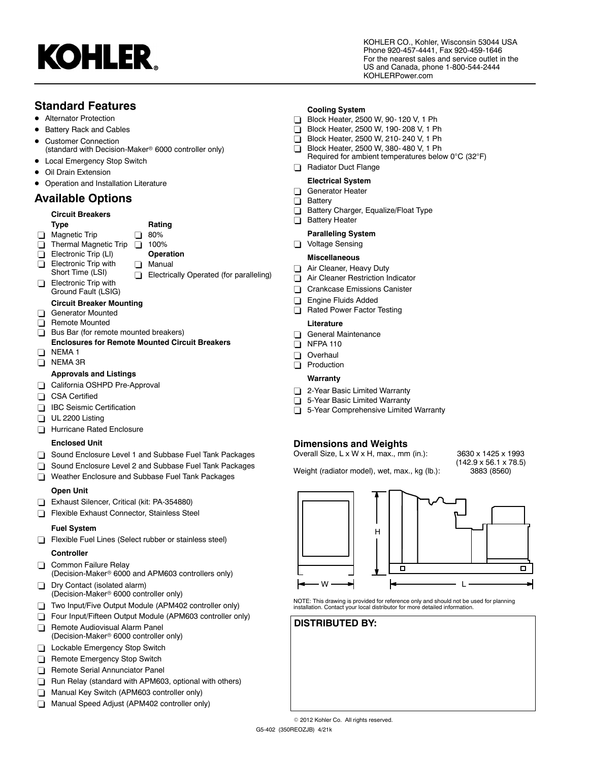# KOHLER.

KOHLER CO., Kohler, Wisconsin 53044 USA
Phone 920-457-4441, Fax 920-459-1646
For the nearest sales and service outlet in the US and Canada, phone 1-800-544-2444
KOHLERPower.com

## Standard Features

- Alternator Protection
- Battery Rack and Cables
- Customer Connection (standard with Decision-Maker® 6000 controller only)
- Local Emergency Stop Switch
- Oil Drain Extension
- Operation and Installation Literature

## Available Options

### Circuit Breakers

**Type**

- ❑ Magnetic Trip
- ❑ Thermal Magnetic Trip
- ❑ Electronic Trip (LI)
- ❑ Electronic Trip with Short Time (LSI)
- ❑ Electronic Trip with Ground Fault (LSIG)

**Rating**

- ❑ 80%
- ❑ 100%

**Operation**

- ❑ Manual
- ❑ Electrically Operated (for paralleling)

### Circuit Breaker Mounting

- ❑ Generator Mounted
- ❑ Remote Mounted
- ❑ Bus Bar (for remote mounted breakers)

### Enclosures for Remote Mounted Circuit Breakers

- ❑ NEMA 1
- ❑ NEMA 3R

### Approvals and Listings

- ❑ California OSHPD Pre-Approval
- ❑ CSA Certified
- ❑ IBC Seismic Certification
- ❑ UL 2200 Listing
- ❑ Hurricane Rated Enclosure

### Enclosed Unit

- ❑ Sound Enclosure Level 1 and Subbase Fuel Tank Packages
- ❑ Sound Enclosure Level 2 and Subbase Fuel Tank Packages
- ❑ Weather Enclosure and Subbase Fuel Tank Packages

### Open Unit

- ❑ Exhaust Silencer, Critical (kit: PA-354880)
- ❑ Flexible Exhaust Connector, Stainless Steel

### Fuel System

- ❑ Flexible Fuel Lines (Select rubber or stainless steel)

### Controller

- ❑ Common Failure Relay (Decision-Maker® 6000 and APM603 controllers only)
- ❑ Dry Contact (isolated alarm) (Decision-Maker® 6000 controller only)
- ❑ Two Input/Five Output Module (APM402 controller only)
- ❑ Four Input/Fifteen Output Module (APM603 controller only)
- ❑ Remote Audiovisual Alarm Panel (Decision-Maker® 6000 controller only)
- ❑ Lockable Emergency Stop Switch
- ❑ Remote Emergency Stop Switch
- ❑ Remote Serial Annunciator Panel
- ❑ Run Relay (standard with APM603, optional with others)
- ❑ Manual Key Switch (APM603 controller only)
- ❑ Manual Speed Adjust (APM402 controller only)

### Cooling System

- ❑ Block Heater, 2500 W, 90- 120 V, 1 Ph
- ❑ Block Heater, 2500 W, 190- 208 V, 1 Ph
- ❑ Block Heater, 2500 W, 210- 240 V, 1 Ph
- ❑ Block Heater, 2500 W, 380- 480 V, 1 Ph
  Required for ambient temperatures below 0°C (32°F)
- ❑ Radiator Duct Flange

### Electrical System

- ❑ Generator Heater
- ❑ Battery
- ❑ Battery Charger, Equalize/Float Type
- ❑ Battery Heater

### Paralleling System

- ❑ Voltage Sensing

### Miscellaneous

- ❑ Air Cleaner, Heavy Duty
- ❑ Air Cleaner Restriction Indicator
- ❑ Crankcase Emissions Canister
- ❑ Engine Fluids Added
- ❑ Rated Power Factor Testing

### Literature

- ❑ General Maintenance
- ❑ NFPA 110
- ❑ Overhaul
- ❑ Production

### Warranty

- ❑ 2-Year Basic Limited Warranty
- ❑ 5-Year Basic Limited Warranty
- ❑ 5-Year Comprehensive Limited Warranty

## Dimensions and Weights

| | |
|---|---|
| Overall Size, L x W x H, max., mm (in.): | 3630 x 1425 x 1993 (142.9 x 56.1 x 78.5) |
| Weight (radiator model), wet, max., kg (lb.): | 3883 (8560) |

H

W

L

NOTE: This drawing is provided for reference only and should not be used for planning installation. Contact your local distributor for more detailed information.

**DISTRIBUTED BY:**

© 2012 Kohler Co. All rights reserved.

G5-402 (350REOZJB) 4/21k